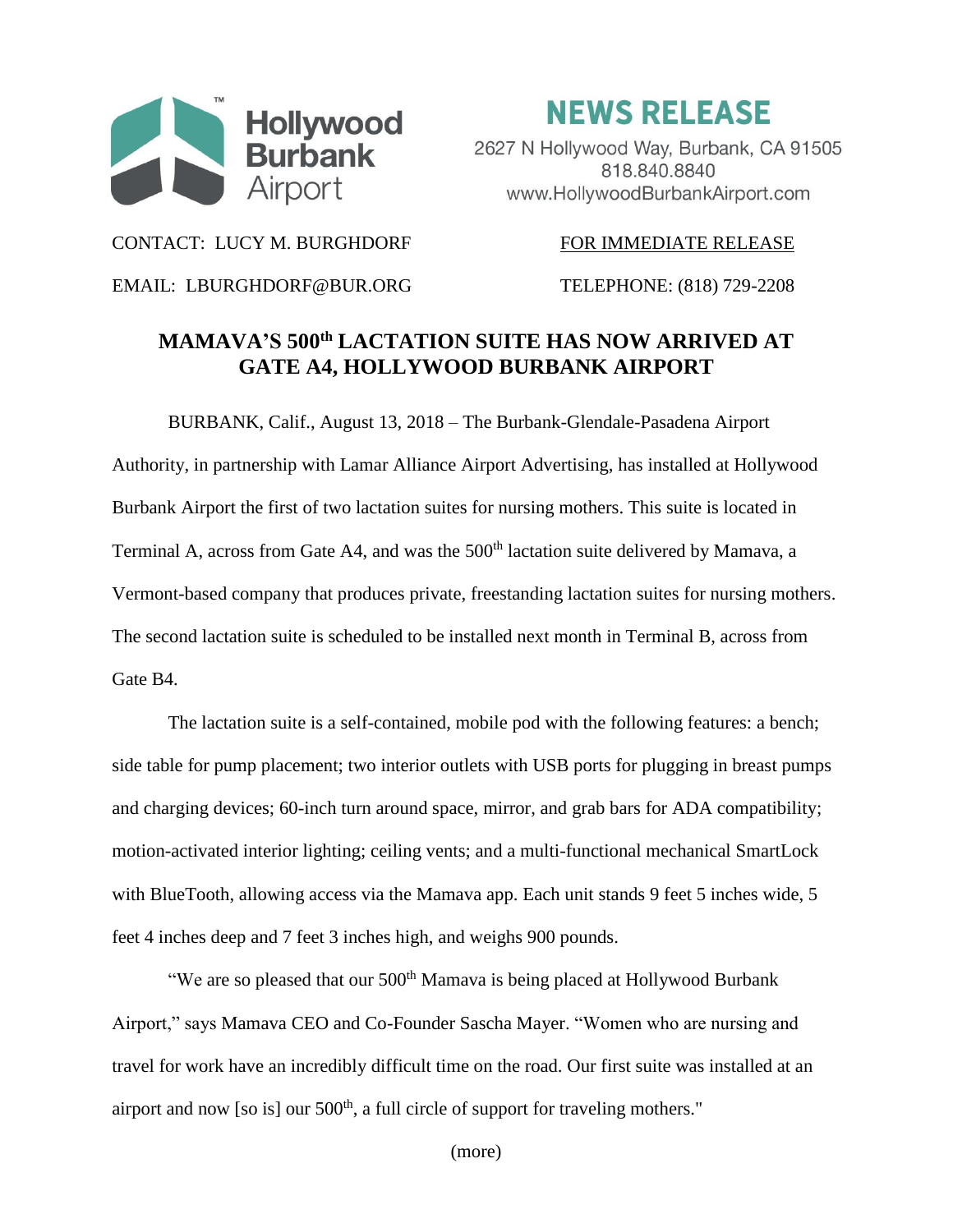Hollywood Burbank Airport

# NEWS RELEASE

2627 N Hollywood Way, Burbank, CA 91505
818.840.8840
www.HollywoodBurbankAirport.com

CONTACT: LUCY M. BURGHDORF

FOR IMMEDIATE RELEASE

EMAIL: LBURGHDORF@BUR.ORG

TELEPHONE: (818) 729-2208

## MAMAVA'S 500th LACTATION SUITE HAS NOW ARRIVED AT GATE A4, HOLLYWOOD BURBANK AIRPORT

BURBANK, Calif., August 13, 2018 – The Burbank-Glendale-Pasadena Airport Authority, in partnership with Lamar Alliance Airport Advertising, has installed at Hollywood Burbank Airport the first of two lactation suites for nursing mothers. This suite is located in Terminal A, across from Gate A4, and was the 500th lactation suite delivered by Mamava, a Vermont-based company that produces private, freestanding lactation suites for nursing mothers. The second lactation suite is scheduled to be installed next month in Terminal B, across from Gate B4.

The lactation suite is a self-contained, mobile pod with the following features: a bench; side table for pump placement; two interior outlets with USB ports for plugging in breast pumps and charging devices; 60-inch turn around space, mirror, and grab bars for ADA compatibility; motion-activated interior lighting; ceiling vents; and a multi-functional mechanical SmartLock with BlueTooth, allowing access via the Mamava app. Each unit stands 9 feet 5 inches wide, 5 feet 4 inches deep and 7 feet 3 inches high, and weighs 900 pounds.

"We are so pleased that our 500th Mamava is being placed at Hollywood Burbank Airport," says Mamava CEO and Co-Founder Sascha Mayer. "Women who are nursing and travel for work have an incredibly difficult time on the road. Our first suite was installed at an airport and now [so is] our 500th, a full circle of support for traveling mothers."

(more)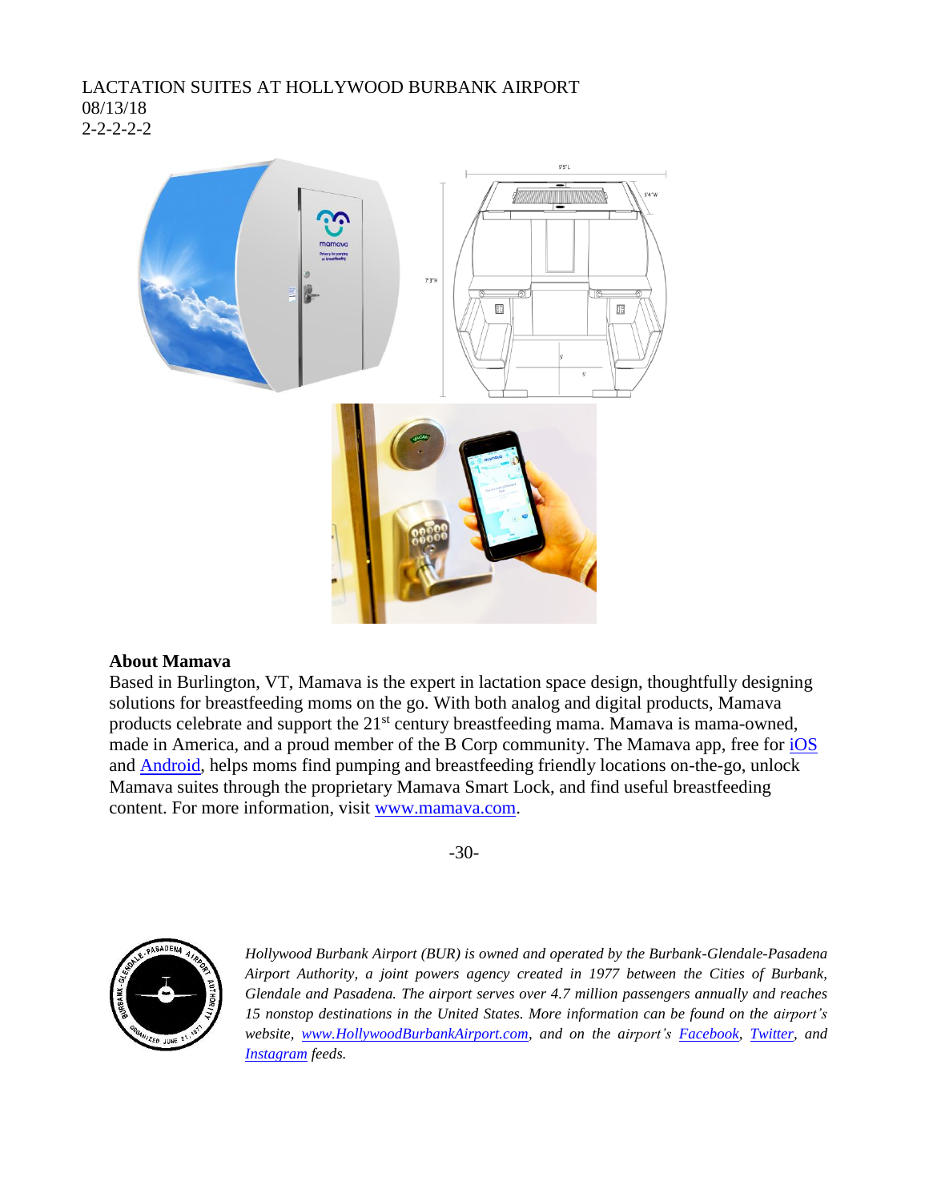LACTATION SUITES AT HOLLYWOOD BURBANK AIRPORT
08/13/18
2-2-2-2-2

**About Mamava**

Based in Burlington, VT, Mamava is the expert in lactation space design, thoughtfully designing solutions for breastfeeding moms on the go. With both analog and digital products, Mamava products celebrate and support the 21st century breastfeeding mama. Mamava is mama-owned, made in America, and a proud member of the B Corp community. The Mamava app, free for iOS and Android, helps moms find pumping and breastfeeding friendly locations on-the-go, unlock Mamava suites through the proprietary Mamava Smart Lock, and find useful breastfeeding content. For more information, visit www.mamava.com.

-30-

*Hollywood Burbank Airport (BUR) is owned and operated by the Burbank-Glendale-Pasadena Airport Authority, a joint powers agency created in 1977 between the Cities of Burbank, Glendale and Pasadena. The airport serves over 4.7 million passengers annually and reaches 15 nonstop destinations in the United States. More information can be found on the airport's website, www.HollywoodBurbankAirport.com, and on the airport's Facebook, Twitter, and Instagram feeds.*